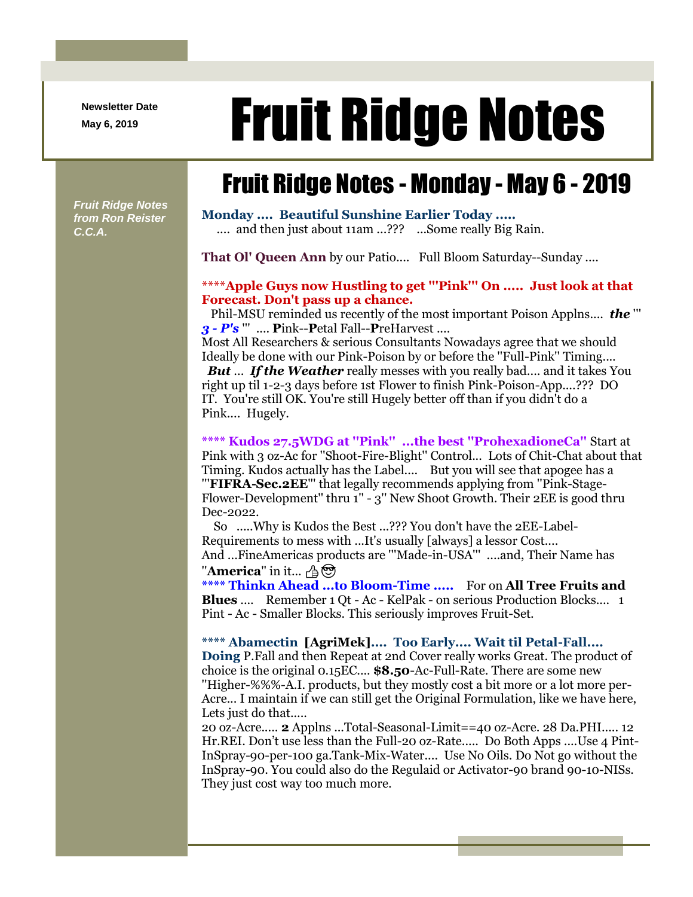Newsletter Date

May 6, 2019

# Fruit Ridge Notes

*Fruit Ridge Notes from Ron Reister C.C.A.*

## Fruit Ridge Notes - Monday - May 6 - 2019

**Monday .... Beautiful Sunshine Earlier Today .....**
.... and then just about 11am ...??? ...Some really Big Rain.

**That Ol' Queen Ann** by our Patio.... Full Bloom Saturday--Sunday ....

**\*\*\*\*Apple Guys now Hustling to get '''Pink''' On ..... Just look at that Forecast. Don't pass up a chance.**
Phil-MSU reminded us recently of the most important Poison Applns.... ***the*** ''' ***3 - P's*** ''' .... **P**ink--**P**etal Fall--**P**reHarvest ....
Most All Researchers & serious Consultants Nowadays agree that we should Ideally be done with our Pink-Poison by or before the "Full-Pink" Timing....
***But*** ... ***If the Weather*** really messes with you really bad.... and it takes You right up til 1-2-3 days before 1st Flower to finish Pink-Poison-App....??? DO IT. You're still OK. You're still Hugely better off than if you didn't do a Pink.... Hugely.

**\*\*\*\* Kudos 27.5WDG at "Pink" ...the best "ProhexadioneCa"** Start at Pink with 3 oz-Ac for "Shoot-Fire-Blight" Control... Lots of Chit-Chat about that Timing. Kudos actually has the Label.... But you will see that apogee has a '''**FIFRA-Sec.2EE**''' that legally recommends applying from "Pink-Stage-Flower-Development" thru 1" - 3" New Shoot Growth. Their 2EE is good thru Dec-2022.
So .....Why is Kudos the Best ...??? You don't have the 2EE-Label-Requirements to mess with ...It's usually [always] a lessor Cost....
And ...FineAmericas products are '''Made-in-USA''' ....and, Their Name has "**America**" in it... 👍😎

**\*\*\*\* Thinkn Ahead ...to Bloom-Time .....** For on **All Tree Fruits and Blues** .... Remember 1 Qt - Ac - KelPak - on serious Production Blocks.... 1 Pint - Ac - Smaller Blocks. This seriously improves Fruit-Set.

**\*\*\*\* Abamectin [AgriMek].... Too Early.... Wait til Petal-Fall....**
**Doing** P.Fall and then Repeat at 2nd Cover really works Great. The product of choice is the original 0.15EC.... **$8.50**-Ac-Full-Rate. There are some new "Higher-%%%-A.I. products, but they mostly cost a bit more or a lot more per-Acre... I maintain if we can still get the Original Formulation, like we have here, Lets just do that.....
20 oz-Acre..... **2** Applns ...Total-Seasonal-Limit==40 oz-Acre. 28 Da.PHI..... 12 Hr.REI. Don't use less than the Full-20 oz-Rate..... Do Both Apps ....Use 4 Pint-InSpray-90-per-100 ga.Tank-Mix-Water.... Use No Oils. Do Not go without the InSpray-90. You could also do the Regulaid or Activator-90 brand 90-10-NISs. They just cost way too much more.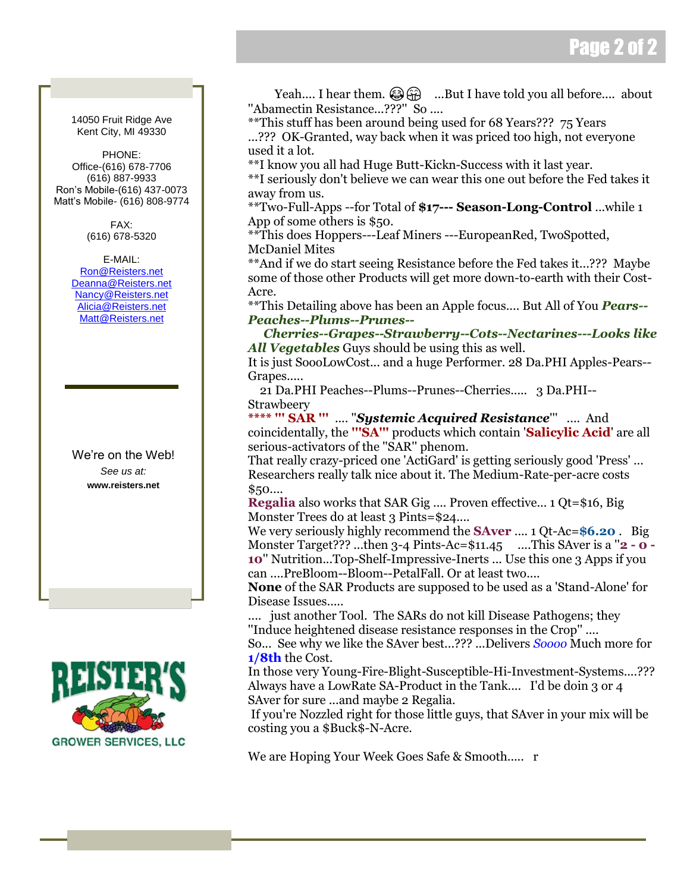14050 Fruit Ridge Ave
Kent City, MI 49330

PHONE:
Office-(616) 678-7706
(616) 887-9933
Ron's Mobile-(616) 437-0073
Matt's Mobile- (616) 808-9774

FAX:
(616) 678-5320

E-MAIL:
Ron@Reisters.net
Deanna@Reisters.net
Nancy@Reisters.net
Alicia@Reisters.net
Matt@Reisters.net

We're on the Web!
*See us at:*
**www.reisters.net**

REISTER'S
GROWER SERVICES, LLC

Yeah.... I hear them. 😂🤐 ...But I have told you all before.... about "Abamectin Resistance...???" So ....

**This stuff has been around being used for 68 Years??? 75 Years ...??? OK-Granted, way back when it was priced too high, not everyone used it a lot.

**I know you all had Huge Butt-Kickn-Success with it last year.

**I seriously don't believe we can wear this one out before the Fed takes it away from us.

**Two-Full-Apps --for Total of **$17--- Season-Long-Control** ...while 1 App of some others is $50.

**This does Hoppers---Leaf Miners ---EuropeanRed, TwoSpotted, McDaniel Mites

**And if we do start seeing Resistance before the Fed takes it...??? Maybe some of those other Products will get more down-to-earth with their Cost-Acre.

**This Detailing above has been an Apple focus.... But All of You ***Pears--Peaches--Plums--Prunes--Cherries--Grapes--Strawberry--Cots--Nectarines---Looks like All Vegetables*** Guys should be using this as well.

It is just SoooLowCost... and a huge Performer. 28 Da.PHI Apples-Pears--Grapes.....

21 Da.PHI Peaches--Plums--Prunes--Cherries..... 3 Da.PHI--Strawbeery

**\*\*\*\* "' SAR "'** .... "***Systemic Acquired Resistance***"' .... And coincidentally, the **"'SA"'** products which contain '**Salicylic Acid**' are all serious-activators of the "SAR" phenom.

That really crazy-priced one 'ActiGard' is getting seriously good 'Press' ... Researchers really talk nice about it. The Medium-Rate-per-acre costs $50....

**Regalia** also works that SAR Gig .... Proven effective... 1 Qt=$16, Big Monster Trees do at least 3 Pints=$24....

We very seriously highly recommend the **SAver** .... 1 Qt-Ac=**$6.20** . Big Monster Target??? ...then 3-4 Pints-Ac=$11.45 ....This SAver is a "**2 - 0 - 10**" Nutrition...Top-Shelf-Impressive-Inerts ... Use this one 3 Apps if you can ....PreBloom--Bloom--PetalFall. Or at least two....

**None** of the SAR Products are supposed to be used as a 'Stand-Alone' for Disease Issues.....

.... just another Tool. The SARs do not kill Disease Pathogens; they "Induce heightened disease resistance responses in the Crop" ....

So... See why we like the SAver best...??? ...Delivers *Soooo* Much more for **1/8th** the Cost.

In those very Young-Fire-Blight-Susceptible-Hi-Investment-Systems....??? Always have a LowRate SA-Product in the Tank.... I'd be doin 3 or 4 SAver for sure ...and maybe 2 Regalia.

If you're Nozzled right for those little guys, that SAver in your mix will be costing you a $Buck$-N-Acre.

We are Hoping Your Week Goes Safe & Smooth..... r